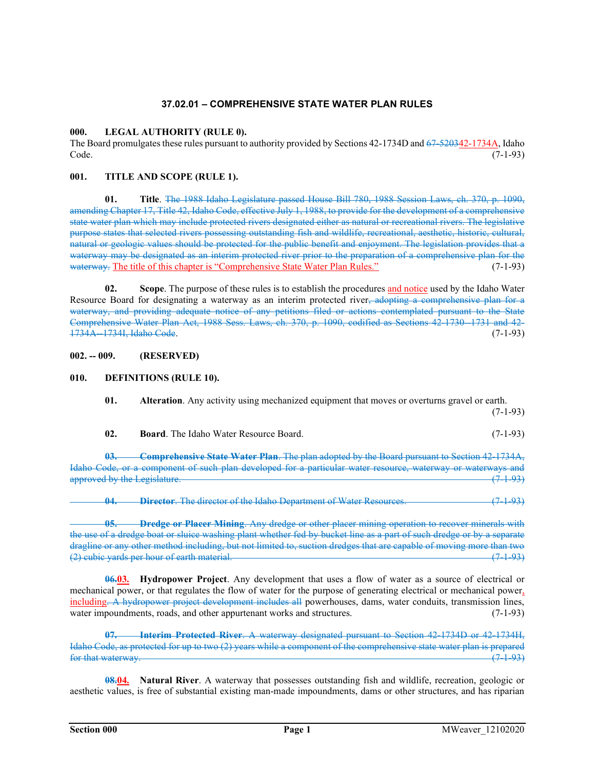# 37.02.01 – COMPREHENSIVE STATE WATER PLAN RULES

## 000. LEGAL AUTHORITY (RULE 0).

The Board promulgates these rules pursuant to authority provided by Sections 42-1734D and ~~67-5203~~42-1734A, Idaho Code. (7-1-93)

## 001. TITLE AND SCOPE (RULE 1).

**01. Title**. ~~The 1988 Idaho Legislature passed House Bill 780, 1988 Session Laws, ch. 370, p. 1090, amending Chapter 17, Title 42, Idaho Code, effective July 1, 1988, to provide for the development of a comprehensive state water plan which may include protected rivers designated either as natural or recreational rivers. The legislative purpose states that selected rivers possessing outstanding fish and wildlife, recreational, aesthetic, historic, cultural, natural or geologic values should be protected for the public benefit and enjoyment. The legislation provides that a waterway may be designated as an interim protected river prior to the preparation of a comprehensive plan for the waterway.~~ The title of this chapter is "Comprehensive State Water Plan Rules." (7-1-93)

**02. Scope**. The purpose of these rules is to establish the procedures and notice used by the Idaho Water Resource Board for designating a waterway as an interim protected river~~, adopting a comprehensive plan for a waterway, and providing adequate notice of any petitions filed or actions contemplated pursuant to the State Comprehensive Water Plan Act, 1988 Sess. Laws, ch. 370, p. 1090, codified as Sections 42-1730--1731 and 42-1734A--1734I, Idaho Code~~. (7-1-93)

## 002. -- 009. (RESERVED)

## 010. DEFINITIONS (RULE 10).

**01. Alteration**. Any activity using mechanized equipment that moves or overturns gravel or earth. (7-1-93)

**02. Board**. The Idaho Water Resource Board. (7-1-93)

~~**03. Comprehensive State Water Plan**. The plan adopted by the Board pursuant to Section 42-1734A, Idaho Code, or a component of such plan developed for a particular water resource, waterway or waterways and approved by the Legislature. (7-1-93)~~

~~**04. Director**. The director of the Idaho Department of Water Resources. (7-1-93)~~

~~**05. Dredge or Placer Mining**. Any dredge or other placer mining operation to recover minerals with the use of a dredge boat or sluice washing plant whether fed by bucket line as a part of such dredge or by a separate dragline or any other method including, but not limited to, suction dredges that are capable of moving more than two (2) cubic yards per hour of earth material. (7-1-93)~~

**~~06.~~03. Hydropower Project**. Any development that uses a flow of water as a source of electrical or mechanical power, or that regulates the flow of water for the purpose of generating electrical or mechanical power, including~~. A hydropower project development includes all~~ powerhouses, dams, water conduits, transmission lines, water impoundments, roads, and other appurtenant works and structures. (7-1-93)

~~**07. Interim Protected River**. A waterway designated pursuant to Section 42-1734D or 42-1734H, Idaho Code, as protected for up to two (2) years while a component of the comprehensive state water plan is prepared for that waterway. (7-1-93)~~

**~~08.~~04. Natural River**. A waterway that possesses outstanding fish and wildlife, recreation, geologic or aesthetic values, is free of substantial existing man-made impoundments, dams or other structures, and has riparian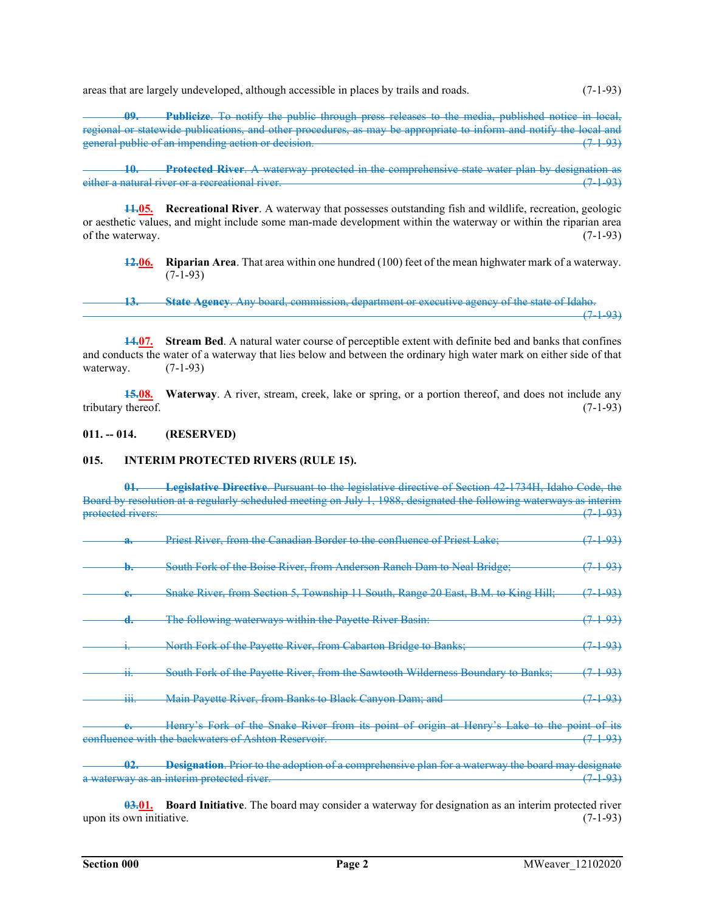areas that are largely undeveloped, although accessible in places by trails and roads. (7-1-93)

~~**09. Publicize**. To notify the public through press releases to the media, published notice in local, regional or statewide publications, and other procedures, as may be appropriate to inform and notify the local and general public of an impending action or decision. (7-1-93)~~

~~**10. Protected River**. A waterway protected in the comprehensive state water plan by designation as either a natural river or a recreational river. (7-1-93)~~

~~**11.**~~**05. Recreational River**. A waterway that possesses outstanding fish and wildlife, recreation, geologic or aesthetic values, and might include some man-made development within the waterway or within the riparian area of the waterway. (7-1-93)

~~**12.**~~**06. Riparian Area**. That area within one hundred (100) feet of the mean highwater mark of a waterway. (7-1-93)

~~**13. State Agency**. Any board, commission, department or executive agency of the state of Idaho. (7-1-93)~~

~~**14.**~~**07. Stream Bed**. A natural water course of perceptible extent with definite bed and banks that confines and conducts the water of a waterway that lies below and between the ordinary high water mark on either side of that waterway. (7-1-93)

~~**15.**~~**08. Waterway**. A river, stream, creek, lake or spring, or a portion thereof, and does not include any tributary thereof. (7-1-93)

**011. -- 014. (RESERVED)**

**015. INTERIM PROTECTED RIVERS (RULE 15).**

~~**01. Legislative Directive**. Pursuant to the legislative directive of Section 42-1734H, Idaho Code, the Board by resolution at a regularly scheduled meeting on July 1, 1988, designated the following waterways as interim protected rivers: (7-1-93)~~

~~**a.** Priest River, from the Canadian Border to the confluence of Priest Lake; (7-1-93)~~

~~**b.** South Fork of the Boise River, from Anderson Ranch Dam to Neal Bridge; (7-1-93)~~

~~**c.** Snake River, from Section 5, Township 11 South, Range 20 East, B.M. to King Hill; (7-1-93)~~

~~**d.** The following waterways within the Payette River Basin: (7-1-93)~~

~~i. North Fork of the Payette River, from Cabarton Bridge to Banks; (7-1-93)~~

~~ii. South Fork of the Payette River, from the Sawtooth Wilderness Boundary to Banks; (7-1-93)~~

~~iii. Main Payette River, from Banks to Black Canyon Dam; and (7-1-93)~~

~~**e.** Henry's Fork of the Snake River from its point of origin at Henry's Lake to the point of its confluence with the backwaters of Ashton Reservoir. (7-1-93)~~

~~**02. Designation**. Prior to the adoption of a comprehensive plan for a waterway the board may designate a waterway as an interim protected river. (7-1-93)~~

~~**03.**~~**01. Board Initiative**. The board may consider a waterway for designation as an interim protected river upon its own initiative. (7-1-93)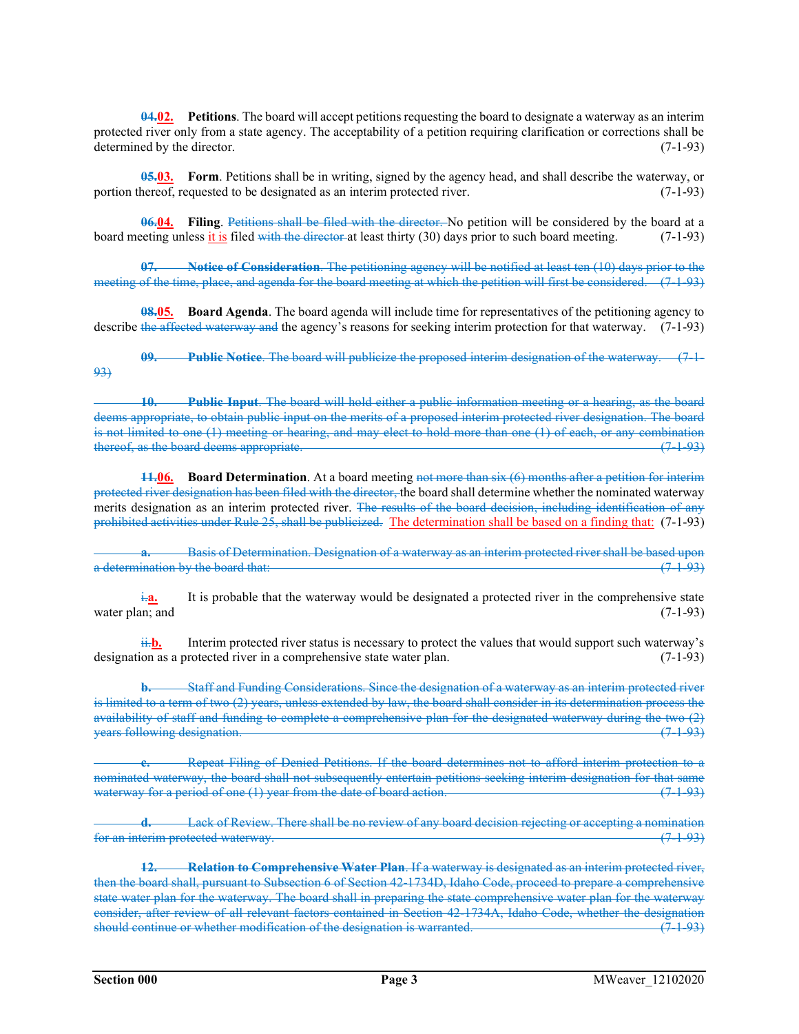~~04.~~**02.** **Petitions**. The board will accept petitions requesting the board to designate a waterway as an interim protected river only from a state agency. The acceptability of a petition requiring clarification or corrections shall be determined by the director. (7-1-93)

~~05.~~**03.** **Form**. Petitions shall be in writing, signed by the agency head, and shall describe the waterway, or portion thereof, requested to be designated as an interim protected river. (7-1-93)

~~06.~~**04.** **Filing**. ~~Petitions shall be filed with the director.~~ No petition will be considered by the board at a board meeting unless it is filed ~~with the director~~ at least thirty (30) days prior to such board meeting. (7-1-93)

~~**07.** **Notice of Consideration**. The petitioning agency will be notified at least ten (10) days prior to the meeting of the time, place, and agenda for the board meeting at which the petition will first be considered. (7-1-93)~~

~~08.~~**05.** **Board Agenda**. The board agenda will include time for representatives of the petitioning agency to describe ~~the affected waterway and~~ the agency's reasons for seeking interim protection for that waterway. (7-1-93)

~~**09.** **Public Notice**. The board will publicize the proposed interim designation of the waterway. (7-1-93)~~

~~**10.** **Public Input**. The board will hold either a public information meeting or a hearing, as the board deems appropriate, to obtain public input on the merits of a proposed interim protected river designation. The board is not limited to one (1) meeting or hearing, and may elect to hold more than one (1) of each, or any combination thereof, as the board deems appropriate. (7-1-93)~~

~~11.~~**06.** **Board Determination**. At a board meeting ~~not more than six (6) months after a petition for interim protected river designation has been filed with the director,~~ the board shall determine whether the nominated waterway merits designation as an interim protected river. ~~The results of the board decision, including identification of any prohibited activities under Rule 25, shall be publicized.~~ The determination shall be based on a finding that: (7-1-93)

~~**a.** Basis of Determination. Designation of a waterway as an interim protected river shall be based upon a determination by the board that: (7-1-93)~~

~~i.~~**a.** It is probable that the waterway would be designated a protected river in the comprehensive state water plan; and (7-1-93)

~~ii.~~**b.** Interim protected river status is necessary to protect the values that would support such waterway's designation as a protected river in a comprehensive state water plan. (7-1-93)

~~**b.** Staff and Funding Considerations. Since the designation of a waterway as an interim protected river is limited to a term of two (2) years, unless extended by law, the board shall consider in its determination process the availability of staff and funding to complete a comprehensive plan for the designated waterway during the two (2) years following designation. (7-1-93)~~

~~**c.** Repeat Filing of Denied Petitions. If the board determines not to afford interim protection to a nominated waterway, the board shall not subsequently entertain petitions seeking interim designation for that same waterway for a period of one (1) year from the date of board action. (7-1-93)~~

~~**d.** Lack of Review. There shall be no review of any board decision rejecting or accepting a nomination for an interim protected waterway. (7-1-93)~~

~~**12.** **Relation to Comprehensive Water Plan**. If a waterway is designated as an interim protected river, then the board shall, pursuant to Subsection 6 of Section 42-1734D, Idaho Code, proceed to prepare a comprehensive state water plan for the waterway. The board shall in preparing the state comprehensive water plan for the waterway consider, after review of all relevant factors contained in Section 42-1734A, Idaho Code, whether the designation should continue or whether modification of the designation is warranted. (7-1-93)~~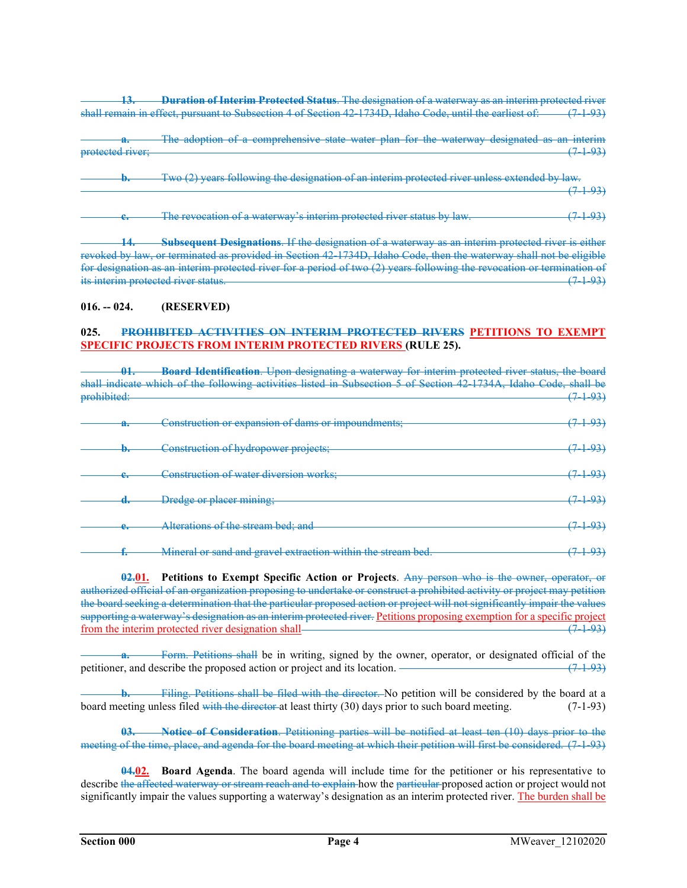~~**13. Duration of Interim Protected Status**. The designation of a waterway as an interim protected river shall remain in effect, pursuant to Subsection 4 of Section 42-1734D, Idaho Code, until the earliest of: (7-1-93)~~

~~**a.** The adoption of a comprehensive state water plan for the waterway designated as an interim protected river; (7-1-93)~~

~~**b.** Two (2) years following the designation of an interim protected river unless extended by law. (7-1-93)~~

~~**c.** The revocation of a waterway's interim protected river status by law. (7-1-93)~~

~~**14. Subsequent Designations**. If the designation of a waterway as an interim protected river is either revoked by law, or terminated as provided in Section 42-1734D, Idaho Code, then the waterway shall not be eligible for designation as an interim protected river for a period of two (2) years following the revocation or termination of its interim protected river status. (7-1-93)~~

**016. -- 024. (RESERVED)**

**025. ~~PROHIBITED ACTIVITIES ON INTERIM PROTECTED RIVERS~~ <u>PETITIONS TO EXEMPT SPECIFIC PROJECTS FROM INTERIM PROTECTED RIVERS</u> (RULE 25).**

~~**01. Board Identification**. Upon designating a waterway for interim protected river status, the board shall indicate which of the following activities listed in Subsection 5 of Section 42-1734A, Idaho Code, shall be prohibited: (7-1-93)~~

~~**a.** Construction or expansion of dams or impoundments; (7-1-93)~~

~~**b.** Construction of hydropower projects; (7-1-93)~~

~~**c.** Construction of water diversion works; (7-1-93)~~

~~**d.** Dredge or placer mining; (7-1-93)~~

~~**e.** Alterations of the stream bed; and (7-1-93)~~

~~**f.** Mineral or sand and gravel extraction within the stream bed. (7-1-93)~~

~~**02.**~~<u>**01.**</u> **Petitions to Exempt Specific Action or Projects**. ~~Any person who is the owner, operator, or authorized official of an organization proposing to undertake or construct a prohibited activity or project may petition the board seeking a determination that the particular proposed action or project will not significantly impair the values supporting a waterway's designation as an interim protected river.~~ <u>Petitions proposing exemption for a specific project from the interim protected river designation shall</u> ~~(7-1-93)~~

~~**a.** Form. Petitions shall~~ be in writing, signed by the owner, operator, or designated official of the petitioner, and describe the proposed action or project and its location. ~~(7-1-93)~~

~~**b.** Filing. Petitions shall be filed with the director.~~ No petition will be considered by the board at a board meeting unless filed ~~with the director~~ at least thirty (30) days prior to such board meeting. (7-1-93)

~~**03. Notice of Consideration**. Petitioning parties will be notified at least ten (10) days prior to the meeting of the time, place, and agenda for the board meeting at which their petition will first be considered. (7-1-93)~~

~~**04.**~~<u>**02.**</u> **Board Agenda**. The board agenda will include time for the petitioner or his representative to describe ~~the affected waterway or stream reach and to explain~~ how the ~~particular~~ proposed action or project would not significantly impair the values supporting a waterway's designation as an interim protected river. <u>The burden shall be</u>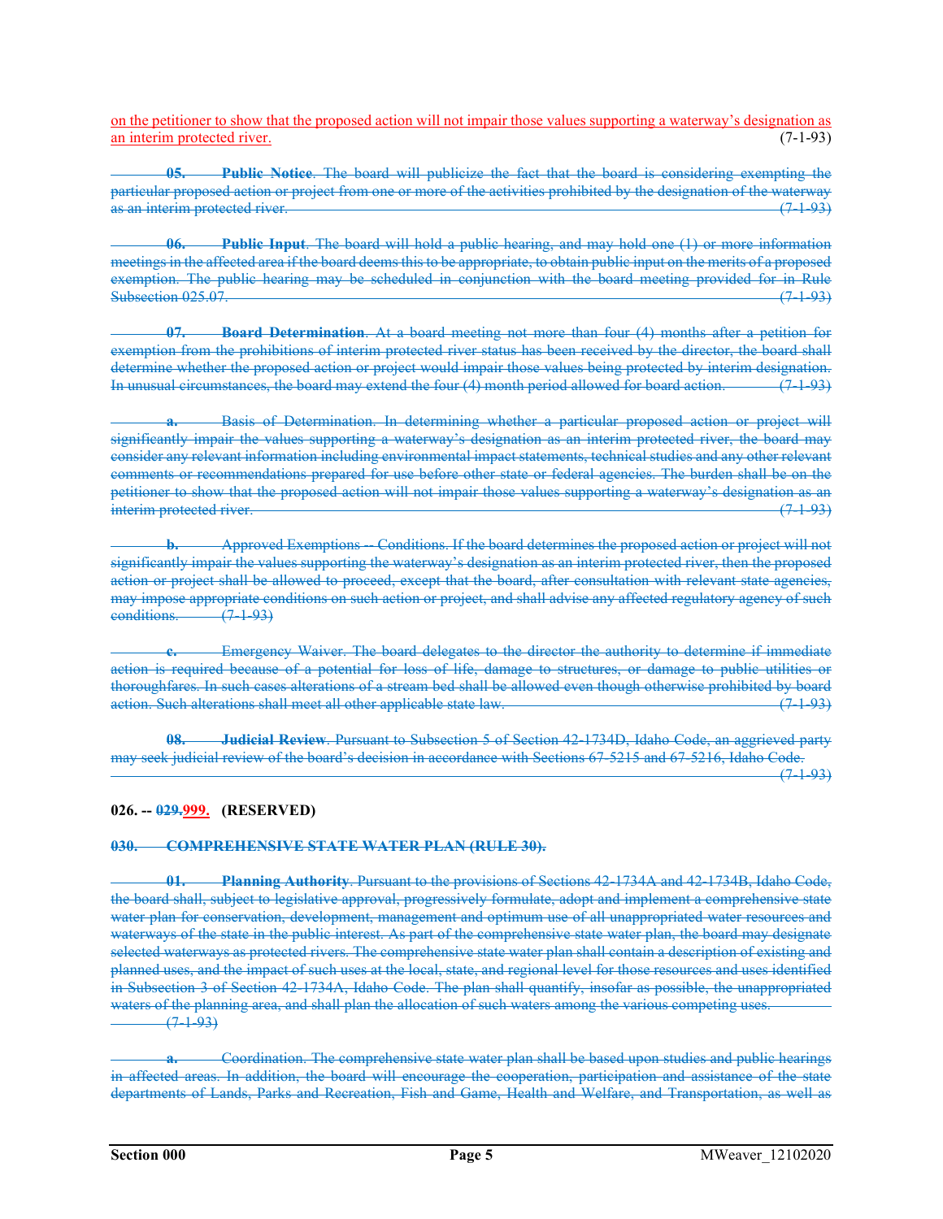on the petitioner to show that the proposed action will not impair those values supporting a waterway's designation as an interim protected river. (7-1-93)

~~**05. Public Notice**. The board will publicize the fact that the board is considering exempting the particular proposed action or project from one or more of the activities prohibited by the designation of the waterway as an interim protected river. (7-1-93)~~

~~**06. Public Input**. The board will hold a public hearing, and may hold one (1) or more information meetings in the affected area if the board deems this to be appropriate, to obtain public input on the merits of a proposed exemption. The public hearing may be scheduled in conjunction with the board meeting provided for in Rule Subsection 025.07. (7-1-93)~~

~~**07. Board Determination**. At a board meeting not more than four (4) months after a petition for exemption from the prohibitions of interim protected river status has been received by the director, the board shall determine whether the proposed action or project would impair those values being protected by interim designation. In unusual circumstances, the board may extend the four (4) month period allowed for board action. (7-1-93)~~

~~**a.** Basis of Determination. In determining whether a particular proposed action or project will significantly impair the values supporting a waterway's designation as an interim protected river, the board may consider any relevant information including environmental impact statements, technical studies and any other relevant comments or recommendations prepared for use before other state or federal agencies. The burden shall be on the petitioner to show that the proposed action will not impair those values supporting a waterway's designation as an interim protected river. (7-1-93)~~

~~**b.** Approved Exemptions -- Conditions. If the board determines the proposed action or project will not significantly impair the values supporting the waterway's designation as an interim protected river, then the proposed action or project shall be allowed to proceed, except that the board, after consultation with relevant state agencies, may impose appropriate conditions on such action or project, and shall advise any affected regulatory agency of such conditions. (7-1-93)~~

~~**c.** Emergency Waiver. The board delegates to the director the authority to determine if immediate action is required because of a potential for loss of life, damage to structures, or damage to public utilities or thoroughfares. In such cases alterations of a stream bed shall be allowed even though otherwise prohibited by board action. Such alterations shall meet all other applicable state law. (7-1-93)~~

~~**08. Judicial Review**. Pursuant to Subsection 5 of Section 42-1734D, Idaho Code, an aggrieved party may seek judicial review of the board's decision in accordance with Sections 67-5215 and 67-5216, Idaho Code. (7-1-93)~~

**026. -- ~~029.~~999. (RESERVED)**

~~**030. COMPREHENSIVE STATE WATER PLAN (RULE 30).**~~

~~**01. Planning Authority**. Pursuant to the provisions of Sections 42-1734A and 42-1734B, Idaho Code, the board shall, subject to legislative approval, progressively formulate, adopt and implement a comprehensive state water plan for conservation, development, management and optimum use of all unappropriated water resources and waterways of the state in the public interest. As part of the comprehensive state water plan, the board may designate selected waterways as protected rivers. The comprehensive state water plan shall contain a description of existing and planned uses, and the impact of such uses at the local, state, and regional level for those resources and uses identified in Subsection 3 of Section 42-1734A, Idaho Code. The plan shall quantify, insofar as possible, the unappropriated waters of the planning area, and shall plan the allocation of such waters among the various competing uses. (7-1-93)~~

~~**a.** Coordination. The comprehensive state water plan shall be based upon studies and public hearings in affected areas. In addition, the board will encourage the cooperation, participation and assistance of the state departments of Lands, Parks and Recreation, Fish and Game, Health and Welfare, and Transportation, as well as~~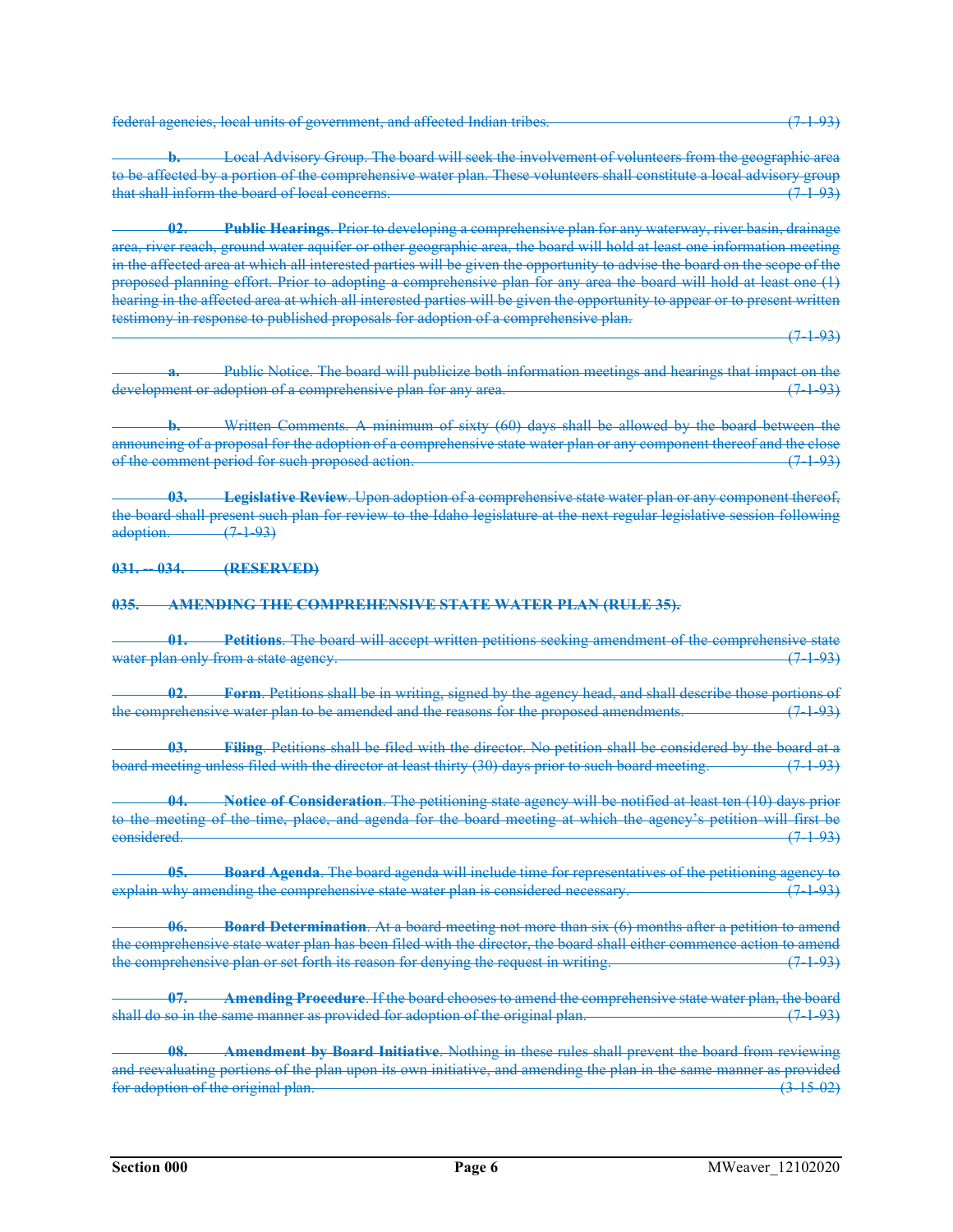~~federal agencies, local units of government, and affected Indian tribes. (7-1-93)~~

~~**b.** Local Advisory Group. The board will seek the involvement of volunteers from the geographic area to be affected by a portion of the comprehensive water plan. These volunteers shall constitute a local advisory group that shall inform the board of local concerns. (7-1-93)~~

~~**02.** **Public Hearings**. Prior to developing a comprehensive plan for any waterway, river basin, drainage area, river reach, ground water aquifer or other geographic area, the board will hold at least one information meeting in the affected area at which all interested parties will be given the opportunity to advise the board on the scope of the proposed planning effort. Prior to adopting a comprehensive plan for any area the board will hold at least one (1) hearing in the affected area at which all interested parties will be given the opportunity to appear or to present written testimony in response to published proposals for adoption of a comprehensive plan. (7-1-93)~~

~~**a.** Public Notice. The board will publicize both information meetings and hearings that impact on the development or adoption of a comprehensive plan for any area. (7-1-93)~~

~~**b.** Written Comments. A minimum of sixty (60) days shall be allowed by the board between the announcing of a proposal for the adoption of a comprehensive state water plan or any component thereof and the close of the comment period for such proposed action. (7-1-93)~~

~~**03.** **Legislative Review**. Upon adoption of a comprehensive state water plan or any component thereof, the board shall present such plan for review to the Idaho legislature at the next regular legislative session following adoption. (7-1-93)~~

~~**031. -- 034. (RESERVED)**~~

~~**035. AMENDING THE COMPREHENSIVE STATE WATER PLAN (RULE 35).**~~

~~**01.** **Petitions**. The board will accept written petitions seeking amendment of the comprehensive state water plan only from a state agency. (7-1-93)~~

~~**02.** **Form**. Petitions shall be in writing, signed by the agency head, and shall describe those portions of the comprehensive water plan to be amended and the reasons for the proposed amendments. (7-1-93)~~

~~**03.** **Filing**. Petitions shall be filed with the director. No petition shall be considered by the board at a board meeting unless filed with the director at least thirty (30) days prior to such board meeting. (7-1-93)~~

~~**04.** **Notice of Consideration**. The petitioning state agency will be notified at least ten (10) days prior to the meeting of the time, place, and agenda for the board meeting at which the agency's petition will first be considered. (7-1-93)~~

~~**05.** **Board Agenda**. The board agenda will include time for representatives of the petitioning agency to explain why amending the comprehensive state water plan is considered necessary. (7-1-93)~~

~~**06.** **Board Determination**. At a board meeting not more than six (6) months after a petition to amend the comprehensive state water plan has been filed with the director, the board shall either commence action to amend the comprehensive plan or set forth its reason for denying the request in writing. (7-1-93)~~

~~**07.** **Amending Procedure**. If the board chooses to amend the comprehensive state water plan, the board shall do so in the same manner as provided for adoption of the original plan. (7-1-93)~~

~~**08.** **Amendment by Board Initiative**. Nothing in these rules shall prevent the board from reviewing and reevaluating portions of the plan upon its own initiative, and amending the plan in the same manner as provided for adoption of the original plan. (3-15-02)~~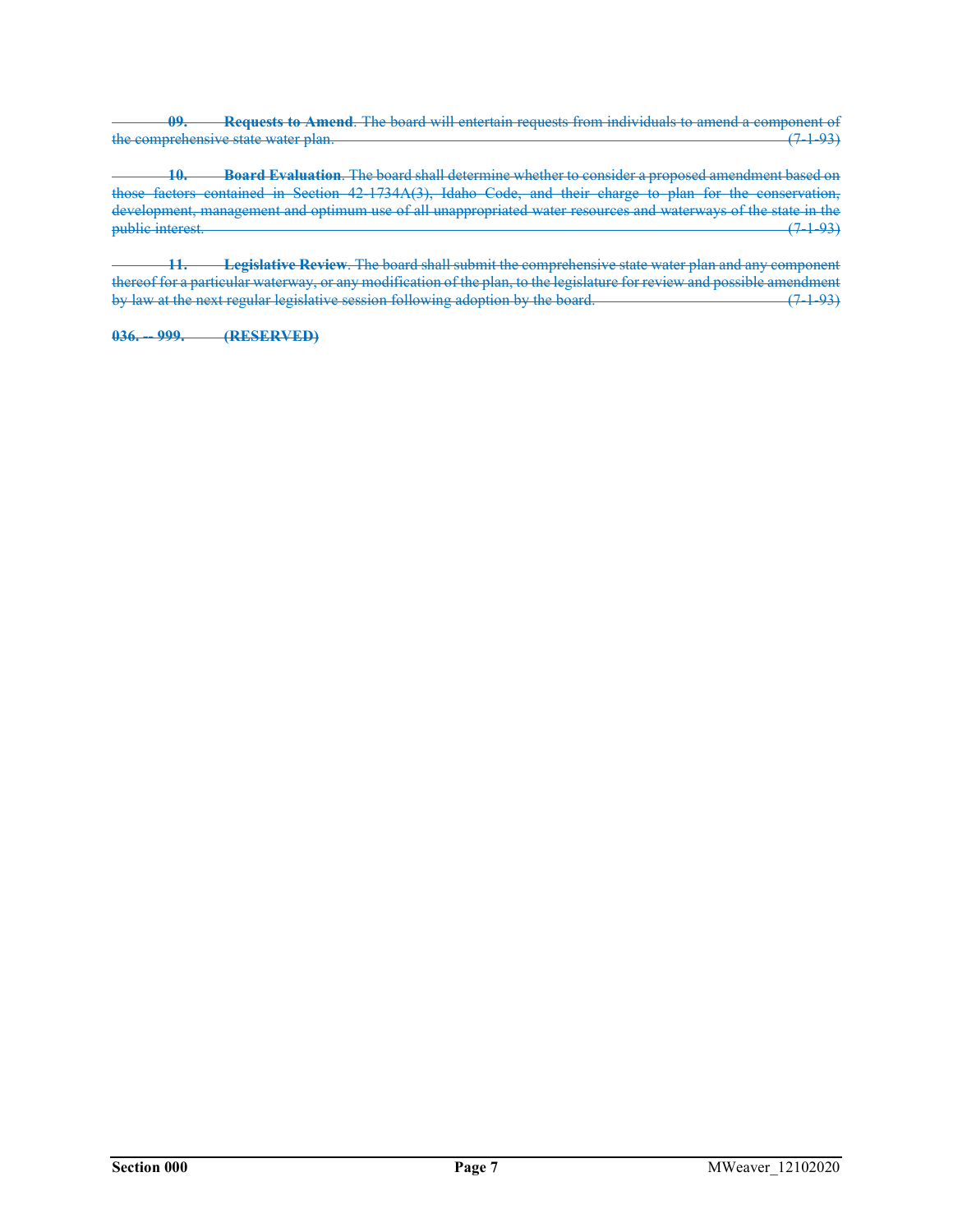~~**09. Requests to Amend**. The board will entertain requests from individuals to amend a component of the comprehensive state water plan. (7-1-93)~~

~~**10. Board Evaluation**. The board shall determine whether to consider a proposed amendment based on those factors contained in Section 42-1734A(3), Idaho Code, and their charge to plan for the conservation, development, management and optimum use of all unappropriated water resources and waterways of the state in the public interest. (7-1-93)~~

~~**11. Legislative Review**. The board shall submit the comprehensive state water plan and any component thereof for a particular waterway, or any modification of the plan, to the legislature for review and possible amendment by law at the next regular legislative session following adoption by the board. (7-1-93)~~

~~**036. -- 999. (RESERVED)**~~